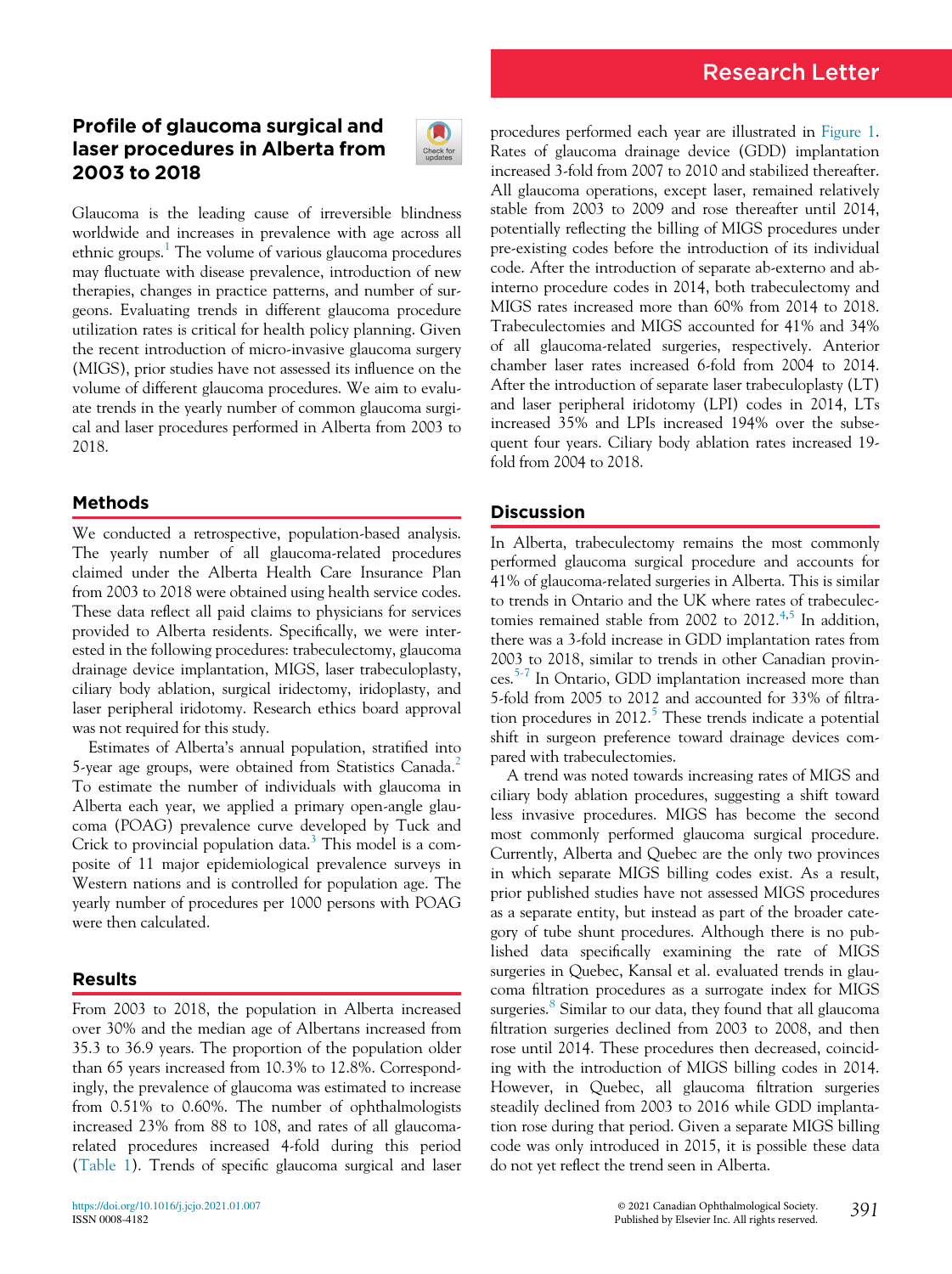Research Letter

# Profile of glaucoma surgical and laser procedures in Alberta from 2003 to 2018

Glaucoma is the leading cause of irreversible blindness worldwide and increases in prevalence with age across all ethnic groups.[1] The volume of various glaucoma procedures may fluctuate with disease prevalence, introduction of new therapies, changes in practice patterns, and number of surgeons. Evaluating trends in different glaucoma procedure utilization rates is critical for health policy planning. Given the recent introduction of micro-invasive glaucoma surgery (MIGS), prior studies have not assessed its influence on the volume of different glaucoma procedures. We aim to evaluate trends in the yearly number of common glaucoma surgical and laser procedures performed in Alberta from 2003 to 2018.

## Methods

We conducted a retrospective, population-based analysis. The yearly number of all glaucoma-related procedures claimed under the Alberta Health Care Insurance Plan from 2003 to 2018 were obtained using health service codes. These data reflect all paid claims to physicians for services provided to Alberta residents. Specifically, we were interested in the following procedures: trabeculectomy, glaucoma drainage device implantation, MIGS, laser trabeculoplasty, ciliary body ablation, surgical iridectomy, iridoplasty, and laser peripheral iridotomy. Research ethics board approval was not required for this study.

Estimates of Alberta's annual population, stratified into 5-year age groups, were obtained from Statistics Canada.[2] To estimate the number of individuals with glaucoma in Alberta each year, we applied a primary open-angle glaucoma (POAG) prevalence curve developed by Tuck and Crick to provincial population data.[3] This model is a composite of 11 major epidemiological prevalence surveys in Western nations and is controlled for population age. The yearly number of procedures per 1000 persons with POAG were then calculated.

## Results

From 2003 to 2018, the population in Alberta increased over 30% and the median age of Albertans increased from 35.3 to 36.9 years. The proportion of the population older than 65 years increased from 10.3% to 12.8%. Correspondingly, the prevalence of glaucoma was estimated to increase from 0.51% to 0.60%. The number of ophthalmologists increased 23% from 88 to 108, and rates of all glaucoma-related procedures increased 4-fold during this period (Table 1). Trends of specific glaucoma surgical and laser procedures performed each year are illustrated in Figure 1. Rates of glaucoma drainage device (GDD) implantation increased 3-fold from 2007 to 2010 and stabilized thereafter. All glaucoma operations, except laser, remained relatively stable from 2003 to 2009 and rose thereafter until 2014, potentially reflecting the billing of MIGS procedures under pre-existing codes before the introduction of its individual code. After the introduction of separate ab-externo and ab-interno procedure codes in 2014, both trabeculectomy and MIGS rates increased more than 60% from 2014 to 2018. Trabeculectomies and MIGS accounted for 41% and 34% of all glaucoma-related surgeries, respectively. Anterior chamber laser rates increased 6-fold from 2004 to 2014. After the introduction of separate laser trabeculoplasty (LT) and laser peripheral iridotomy (LPI) codes in 2014, LTs increased 35% and LPIs increased 194% over the subsequent four years. Ciliary body ablation rates increased 19-fold from 2004 to 2018.

## Discussion

In Alberta, trabeculectomy remains the most commonly performed glaucoma surgical procedure and accounts for 41% of glaucoma-related surgeries in Alberta. This is similar to trends in Ontario and the UK where rates of trabeculectomies remained stable from 2002 to 2012.[4,5] In addition, there was a 3-fold increase in GDD implantation rates from 2003 to 2018, similar to trends in other Canadian provinces.[5-7] In Ontario, GDD implantation increased more than 5-fold from 2005 to 2012 and accounted for 33% of filtration procedures in 2012.[5] These trends indicate a potential shift in surgeon preference toward drainage devices compared with trabeculectomies.

A trend was noted towards increasing rates of MIGS and ciliary body ablation procedures, suggesting a shift toward less invasive procedures. MIGS has become the second most commonly performed glaucoma surgical procedure. Currently, Alberta and Quebec are the only two provinces in which separate MIGS billing codes exist. As a result, prior published studies have not assessed MIGS procedures as a separate entity, but instead as part of the broader category of tube shunt procedures. Although there is no published data specifically examining the rate of MIGS surgeries in Quebec, Kansal et al. evaluated trends in glaucoma filtration procedures as a surrogate index for MIGS surgeries.[8] Similar to our data, they found that all glaucoma filtration surgeries declined from 2003 to 2008, and then rose until 2014. These procedures then decreased, coinciding with the introduction of MIGS billing codes in 2014. However, in Quebec, all glaucoma filtration surgeries steadily declined from 2003 to 2016 while GDD implantation rose during that period. Given a separate MIGS billing code was only introduced in 2015, it is possible these data do not yet reflect the trend seen in Alberta.

https://doi.org/10.1016/j.jcjo.2021.01.007
ISSN 0008-4182

© 2021 Canadian Ophthalmological Society. Published by Elsevier Inc. All rights reserved.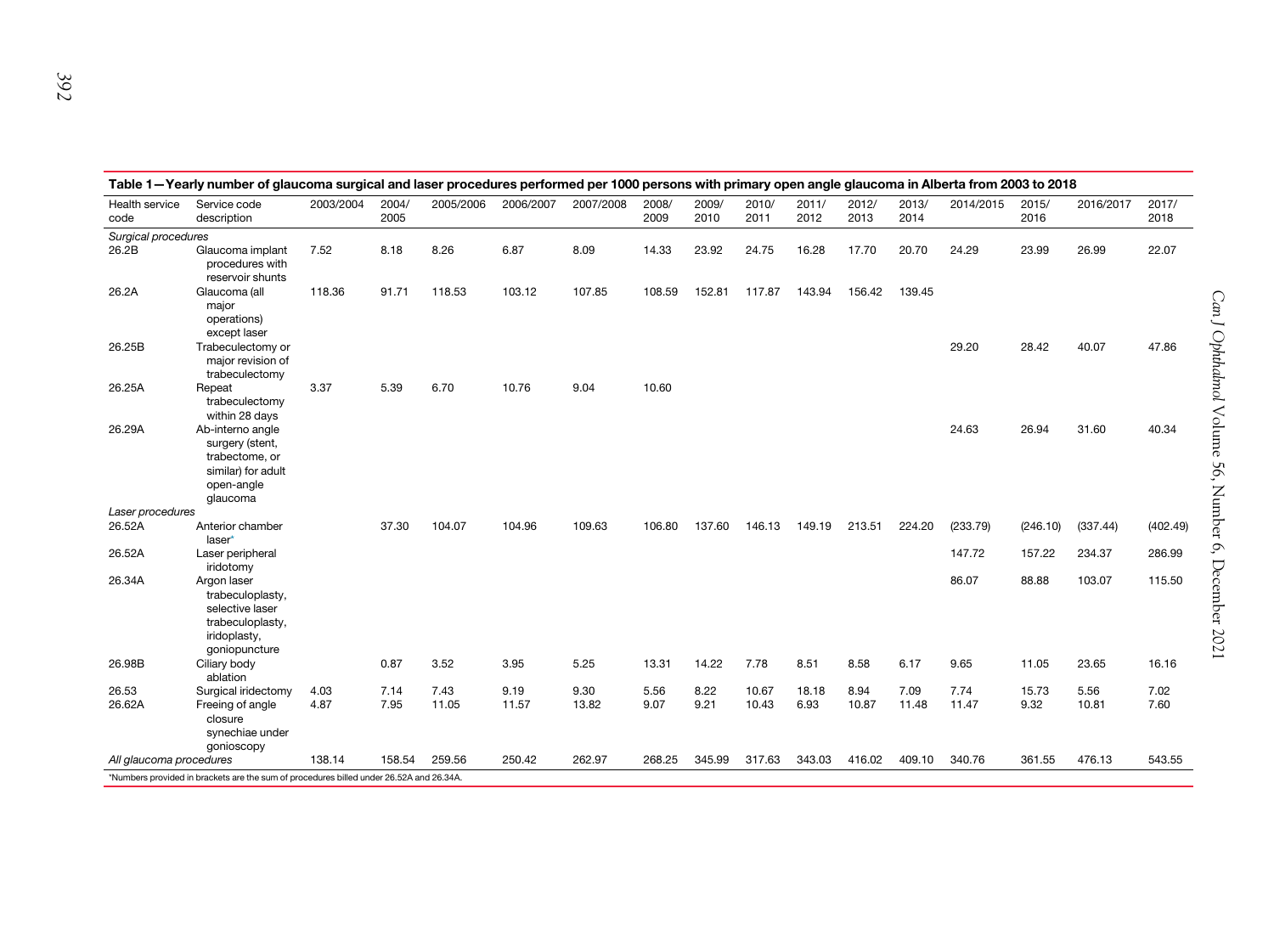**Table 1—Yearly number of glaucoma surgical and laser procedures performed per 1000 persons with primary open angle glaucoma in Alberta from 2003 to 2018**

| Health service code | Service code description | 2003/2004 | 2004/2005 | 2005/2006 | 2006/2007 | 2007/2008 | 2008/2009 | 2009/2010 | 2010/2011 | 2011/2012 | 2012/2013 | 2013/2014 | 2014/2015 | 2015/2016 | 2016/2017 | 2017/2018 |
|---|---|---|---|---|---|---|---|---|---|---|---|---|---|---|---|---|
| *Surgical procedures* | | | | | | | | | | | | | | | | |
| 26.2B | Glaucoma implant procedures with reservoir shunts | 7.52 | 8.18 | 8.26 | 6.87 | 8.09 | 14.33 | 23.92 | 24.75 | 16.28 | 17.70 | 20.70 | 24.29 | 23.99 | 26.99 | 22.07 |
| 26.2A | Glaucoma (all major operations) except laser | 118.36 | 91.71 | 118.53 | 103.12 | 107.85 | 108.59 | 152.81 | 117.87 | 143.94 | 156.42 | 139.45 | | | | |
| 26.25B | Trabeculectomy or major revision of trabeculectomy | | | | | | | | | | | | 29.20 | 28.42 | 40.07 | 47.86 |
| 26.25A | Repeat trabeculectomy within 28 days | 3.37 | 5.39 | 6.70 | 10.76 | 9.04 | 10.60 | | | | | | | | | |
| 26.29A | Ab-interno angle surgery (stent, trabectome, or similar) for adult open-angle glaucoma | | | | | | | | | | | | 24.63 | 26.94 | 31.60 | 40.34 |
| *Laser procedures* | | | | | | | | | | | | | | | | |
| 26.52A | Anterior chamber laser* | | 37.30 | 104.07 | 104.96 | 109.63 | 106.80 | 137.60 | 146.13 | 149.19 | 213.51 | 224.20 | (233.79) | (246.10) | (337.44) | (402.49) |
| 26.52A | Laser peripheral iridotomy | | | | | | | | | | | | 147.72 | 157.22 | 234.37 | 286.99 |
| 26.34A | Argon laser trabeculoplasty, selective laser trabeculoplasty, iridoplasty, goniopuncture | | | | | | | | | | | | 86.07 | 88.88 | 103.07 | 115.50 |
| 26.98B | Ciliary body ablation | | 0.87 | 3.52 | 3.95 | 5.25 | 13.31 | 14.22 | 7.78 | 8.51 | 8.58 | 6.17 | 9.65 | 11.05 | 23.65 | 16.16 |
| 26.53 | Surgical iridectomy | 4.03 | 7.14 | 7.43 | 9.19 | 9.30 | 5.56 | 8.22 | 10.67 | 18.18 | 8.94 | 7.09 | 7.74 | 15.73 | 5.56 | 7.02 |
| 26.62A | Freeing of angle closure synechiae under gonioscopy | 4.87 | 7.95 | 11.05 | 11.57 | 13.82 | 9.07 | 9.21 | 10.43 | 6.93 | 10.87 | 11.48 | 11.47 | 9.32 | 10.81 | 7.60 |
| *All glaucoma procedures* | | 138.14 | 158.54 | 259.56 | 250.42 | 262.97 | 268.25 | 345.99 | 317.63 | 343.03 | 416.02 | 409.10 | 340.76 | 361.55 | 476.13 | 543.55 |

*Numbers provided in brackets are the sum of procedures billed under 26.52A and 26.34A.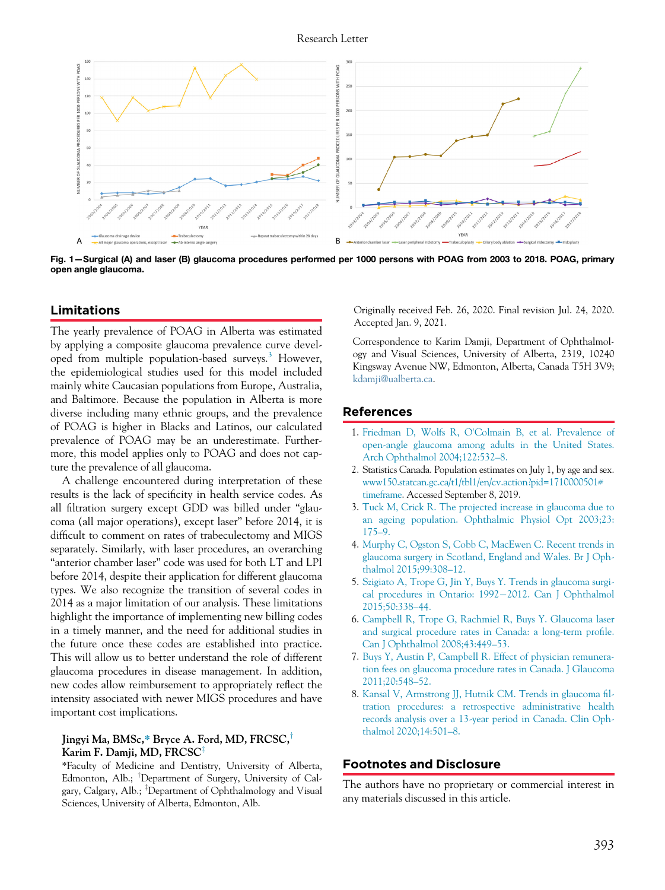NUMBER OF GLAUCOMA PROCEDURES PER 1000 PERSONS WITH POAG

160
140
120
100
80
60
40
20
0

2003/2004
2004/2005
2005/2006
2006/2007
2007/2008
2008/2009
2009/2010
2010/2011
2011/2012
2012/2013
2013/2014
2014/2015
2015/2016
2016/2017
2017/2018

YEAR

Glaucoma drainage device
All major glaucoma operations, except laser
Trabeculectomy
Ab-interno angle surgery
Repeat trabeculectomy within 28 days

A

NUMBER OF GLAUCOMA PROCEDURES PER 1000 PERSONS WITH POAG

300
250
200
150
100
50
0

2003/2004
2004/2005
2005/2006
2006/2007
2007/2008
2008/2009
2009/2010
2010/2011
2011/2012
2012/2013
2013/2014
2014/2015
2015/2016
2016/2017
2017/2018

YEAR

Anterior chamber laser
Laser peripheral iridotomy
Trabeculoplasty
Ciliary body ablation
Surgical iridectomy
Iridoplasty

B

**Fig. 1—Surgical (A) and laser (B) glaucoma procedures performed per 1000 persons with POAG from 2003 to 2018. POAG, primary open angle glaucoma.**

## Limitations

The yearly prevalence of POAG in Alberta was estimated by applying a composite glaucoma prevalence curve developed from multiple population-based surveys.[3] However, the epidemiological studies used for this model included mainly white Caucasian populations from Europe, Australia, and Baltimore. Because the population in Alberta is more diverse including many ethnic groups, and the prevalence of POAG is higher in Blacks and Latinos, our calculated prevalence of POAG may be an underestimate. Furthermore, this model applies only to POAG and does not capture the prevalence of all glaucoma.

A challenge encountered during interpretation of these results is the lack of specificity in health service codes. As all filtration surgery except GDD was billed under "glaucoma (all major operations), except laser" before 2014, it is difficult to comment on rates of trabeculectomy and MIGS separately. Similarly, with laser procedures, an overarching "anterior chamber laser" code was used for both LT and LPI before 2014, despite their application for different glaucoma types. We also recognize the transition of several codes in 2014 as a major limitation of our analysis. These limitations highlight the importance of implementing new billing codes in a timely manner, and the need for additional studies in the future once these codes are established into practice. This will allow us to better understand the role of different glaucoma procedures in disease management. In addition, new codes allow reimbursement to appropriately reflect the intensity associated with newer MIGS procedures and have important cost implications.

**Jingyi Ma, BMSc,[*] Bryce A. Ford, MD, FRCSC,[†] Karim F. Damji, MD, FRCSC[‡]**

[*]Faculty of Medicine and Dentistry, University of Alberta, Edmonton, Alb.; [†]Department of Surgery, University of Calgary, Calgary, Alb.; [‡]Department of Ophthalmology and Visual Sciences, University of Alberta, Edmonton, Alb.

Originally received Feb. 26, 2020. Final revision Jul. 24, 2020. Accepted Jan. 9, 2021.

Correspondence to Karim Damji, Department of Ophthalmology and Visual Sciences, University of Alberta, 2319, 10240 Kingsway Avenue NW, Edmonton, Alberta, Canada T5H 3V9; kdamji@ualberta.ca.

## References

1. Friedman D, Wolfs R, O'Colmain B, et al. Prevalence of open-angle glaucoma among adults in the United States. Arch Ophthalmol 2004;122:532–8.
2. Statistics Canada. Population estimates on July 1, by age and sex. www150.statcan.gc.ca/t1/tbl1/en/cv.action?pid=1710000501#timeframe. Accessed September 8, 2019.
3. Tuck M, Crick R. The projected increase in glaucoma due to an ageing population. Ophthalmic Physiol Opt 2003;23:175–9.
4. Murphy C, Ogston S, Cobb C, MacEwen C. Recent trends in glaucoma surgery in Scotland, England and Wales. Br J Ophthalmol 2015;99:308–12.
5. Szigiato A, Trope G, Jin Y, Buys Y. Trends in glaucoma surgical procedures in Ontario: 1992−2012. Can J Ophthalmol 2015;50:338–44.
6. Campbell R, Trope G, Rachmiel R, Buys Y. Glaucoma laser and surgical procedure rates in Canada: a long-term profile. Can J Ophthalmol 2008;43:449–53.
7. Buys Y, Austin P, Campbell R. Effect of physician remuneration fees on glaucoma procedure rates in Canada. J Glaucoma 2011;20:548–52.
8. Kansal V, Armstrong JJ, Hutnik CM. Trends in glaucoma filtration procedures: a retrospective administrative health records analysis over a 13-year period in Canada. Clin Ophthalmol 2020;14:501–8.

## Footnotes and Disclosure

The authors have no proprietary or commercial interest in any materials discussed in this article.